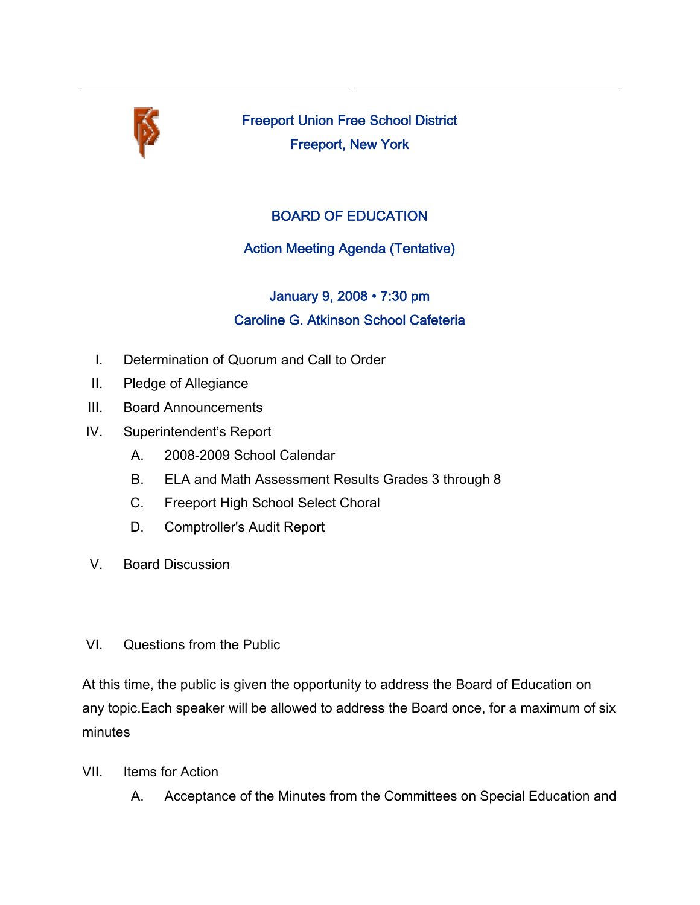# Freeport Union Free School District

## Freeport, New York

## BOARD OF EDUCATION

### Action Meeting Agenda (Tentative)

**January 9, 2008 • 7:30 pm**

**Caroline G. Atkinson School Cafeteria**

I. Determination of Quorum and Call to Order

II. Pledge of Allegiance

III. Board Announcements

IV. Superintendent's Report

  A. 2008-2009 School Calendar

  B. ELA and Math Assessment Results Grades 3 through 8

  C. Freeport High School Select Choral

  D. Comptroller's Audit Report

V. Board Discussion

VI. Questions from the Public

At this time, the public is given the opportunity to address the Board of Education on any topic.Each speaker will be allowed to address the Board once, for a maximum of six minutes

VII. Items for Action

  A. Acceptance of the Minutes from the Committees on Special Education and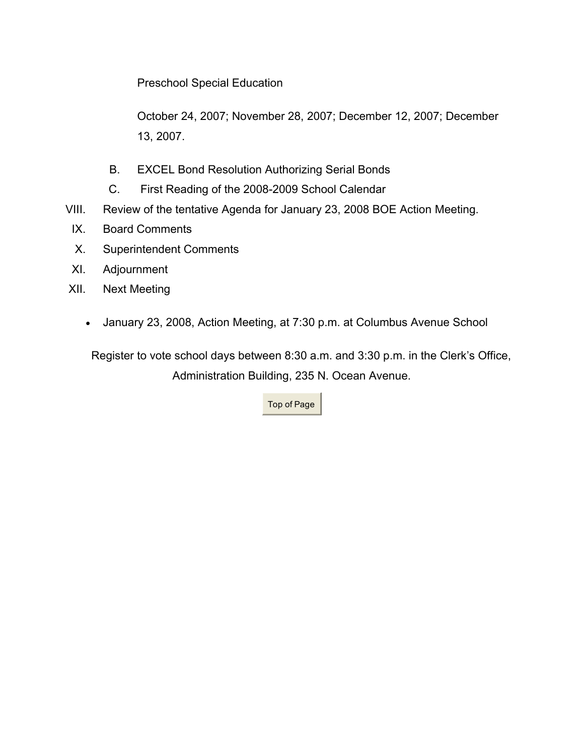Preschool Special Education

October 24, 2007; November 28, 2007; December 12, 2007; December 13, 2007.

B. EXCEL Bond Resolution Authorizing Serial Bonds

C. First Reading of the 2008-2009 School Calendar

VIII. Review of the tentative Agenda for January 23, 2008 BOE Action Meeting.

IX. Board Comments

X. Superintendent Comments

XI. Adjournment

XII. Next Meeting

- January 23, 2008, Action Meeting, at 7:30 p.m. at Columbus Avenue School

Register to vote school days between 8:30 a.m. and 3:30 p.m. in the Clerk's Office, Administration Building, 235 N. Ocean Avenue.

Top of Page